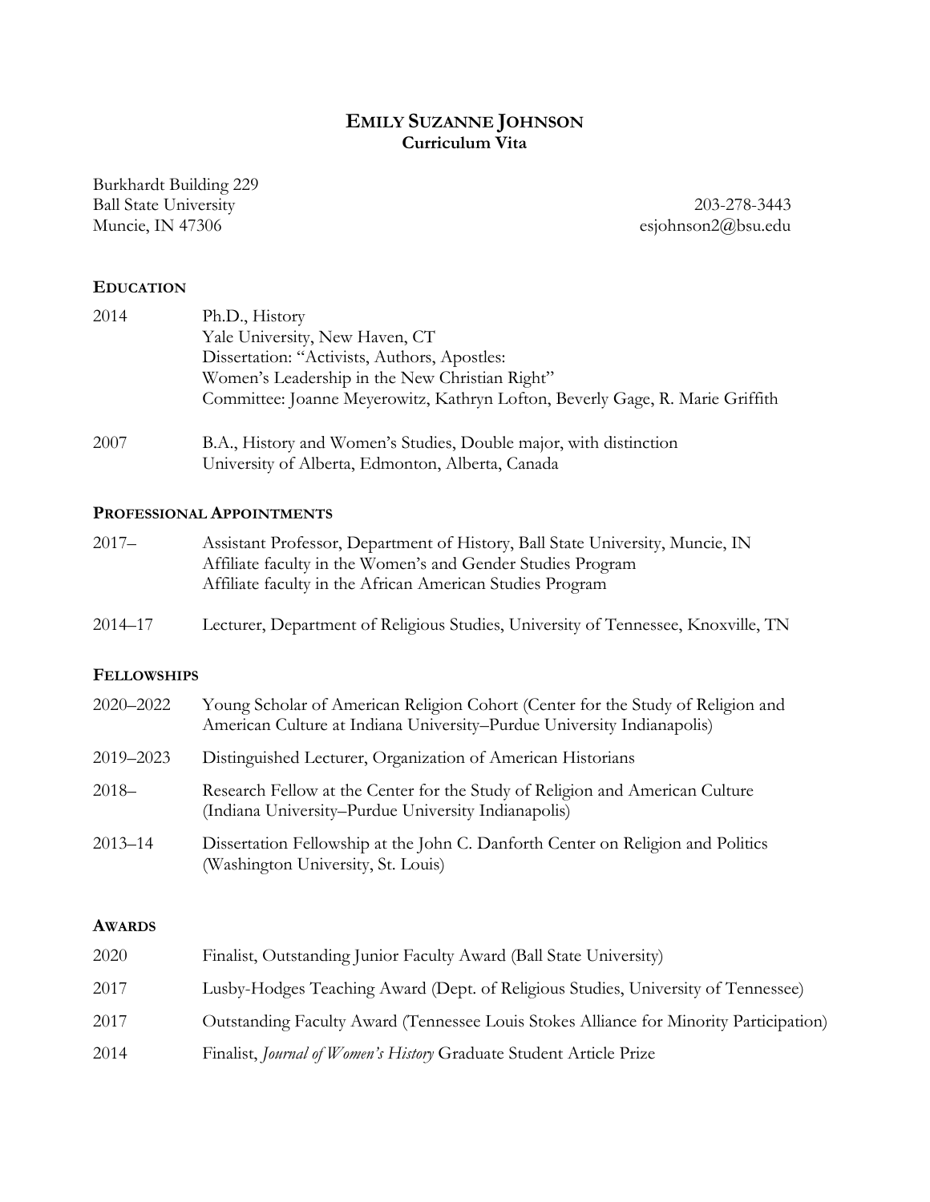# EMILY SUZANNE JOHNSON

**Curriculum Vita**

Burkhardt Building 229
Ball State University
Muncie, IN 47306

203-278-3443
esjohnson2@bsu.edu

## EDUCATION

2014 — Ph.D., History
Yale University, New Haven, CT
Dissertation: "Activists, Authors, Apostles:
Women's Leadership in the New Christian Right"
Committee: Joanne Meyerowitz, Kathryn Lofton, Beverly Gage, R. Marie Griffith

2007 — B.A., History and Women's Studies, Double major, with distinction
University of Alberta, Edmonton, Alberta, Canada

## PROFESSIONAL APPOINTMENTS

2017– — Assistant Professor, Department of History, Ball State University, Muncie, IN
Affiliate faculty in the Women's and Gender Studies Program
Affiliate faculty in the African American Studies Program

2014–17 — Lecturer, Department of Religious Studies, University of Tennessee, Knoxville, TN

## FELLOWSHIPS

2020–2022 — Young Scholar of American Religion Cohort (Center for the Study of Religion and American Culture at Indiana University–Purdue University Indianapolis)

2019–2023 — Distinguished Lecturer, Organization of American Historians

2018– — Research Fellow at the Center for the Study of Religion and American Culture (Indiana University–Purdue University Indianapolis)

2013–14 — Dissertation Fellowship at the John C. Danforth Center on Religion and Politics (Washington University, St. Louis)

## AWARDS

2020 — Finalist, Outstanding Junior Faculty Award (Ball State University)

2017 — Lusby-Hodges Teaching Award (Dept. of Religious Studies, University of Tennessee)

2017 — Outstanding Faculty Award (Tennessee Louis Stokes Alliance for Minority Participation)

2014 — Finalist, *Journal of Women's History* Graduate Student Article Prize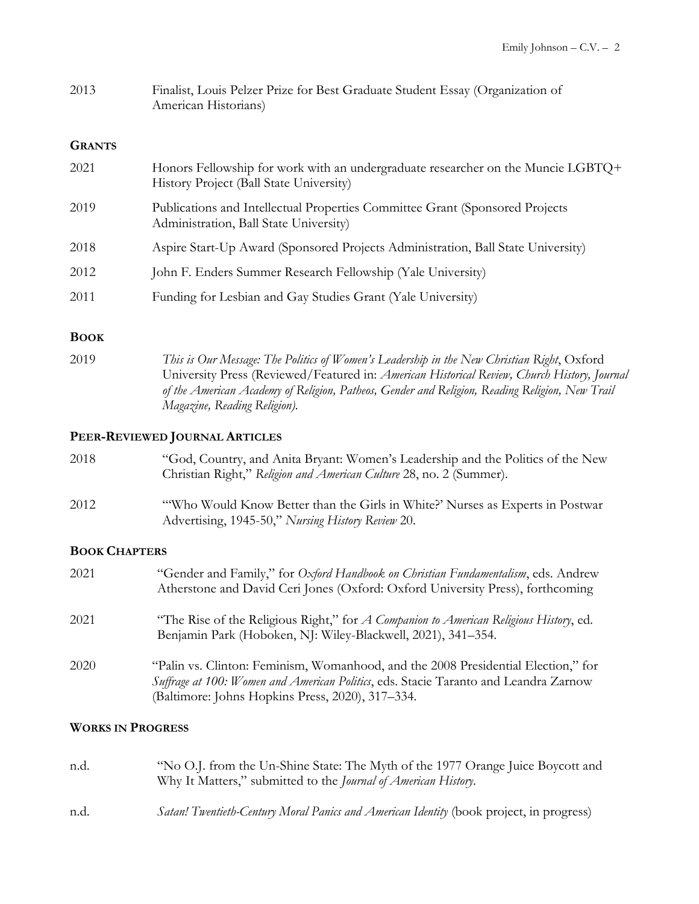2013 Finalist, Louis Pelzer Prize for Best Graduate Student Essay (Organization of American Historians)

## GRANTS

2021 Honors Fellowship for work with an undergraduate researcher on the Muncie LGBTQ+ History Project (Ball State University)

2019 Publications and Intellectual Properties Committee Grant (Sponsored Projects Administration, Ball State University)

2018 Aspire Start-Up Award (Sponsored Projects Administration, Ball State University)

2012 John F. Enders Summer Research Fellowship (Yale University)

2011 Funding for Lesbian and Gay Studies Grant (Yale University)

## BOOK

2019 *This is Our Message: The Politics of Women's Leadership in the New Christian Right*, Oxford University Press (Reviewed/Featured in: *American Historical Review, Church History, Journal of the American Academy of Religion, Patheos, Gender and Religion, Reading Religion, New Trail Magazine, Reading Religion).*

## PEER-REVIEWED JOURNAL ARTICLES

2018 "God, Country, and Anita Bryant: Women's Leadership and the Politics of the New Christian Right," *Religion and American Culture* 28, no. 2 (Summer).

2012 "'Who Would Know Better than the Girls in White?' Nurses as Experts in Postwar Advertising, 1945-50," *Nursing History Review* 20.

## BOOK CHAPTERS

2021 "Gender and Family," for *Oxford Handbook on Christian Fundamentalism*, eds. Andrew Atherstone and David Ceri Jones (Oxford: Oxford University Press), forthcoming

2021 "The Rise of the Religious Right," for *A Companion to American Religious History*, ed. Benjamin Park (Hoboken, NJ: Wiley-Blackwell, 2021), 341–354.

2020 "Palin vs. Clinton: Feminism, Womanhood, and the 2008 Presidential Election," for *Suffrage at 100: Women and American Politics*, eds. Stacie Taranto and Leandra Zarnow (Baltimore: Johns Hopkins Press, 2020), 317–334.

## WORKS IN PROGRESS

n.d. "No O.J. from the Un-Shine State: The Myth of the 1977 Orange Juice Boycott and Why It Matters," submitted to the *Journal of American History*.

n.d. *Satan! Twentieth-Century Moral Panics and American Identity* (book project, in progress)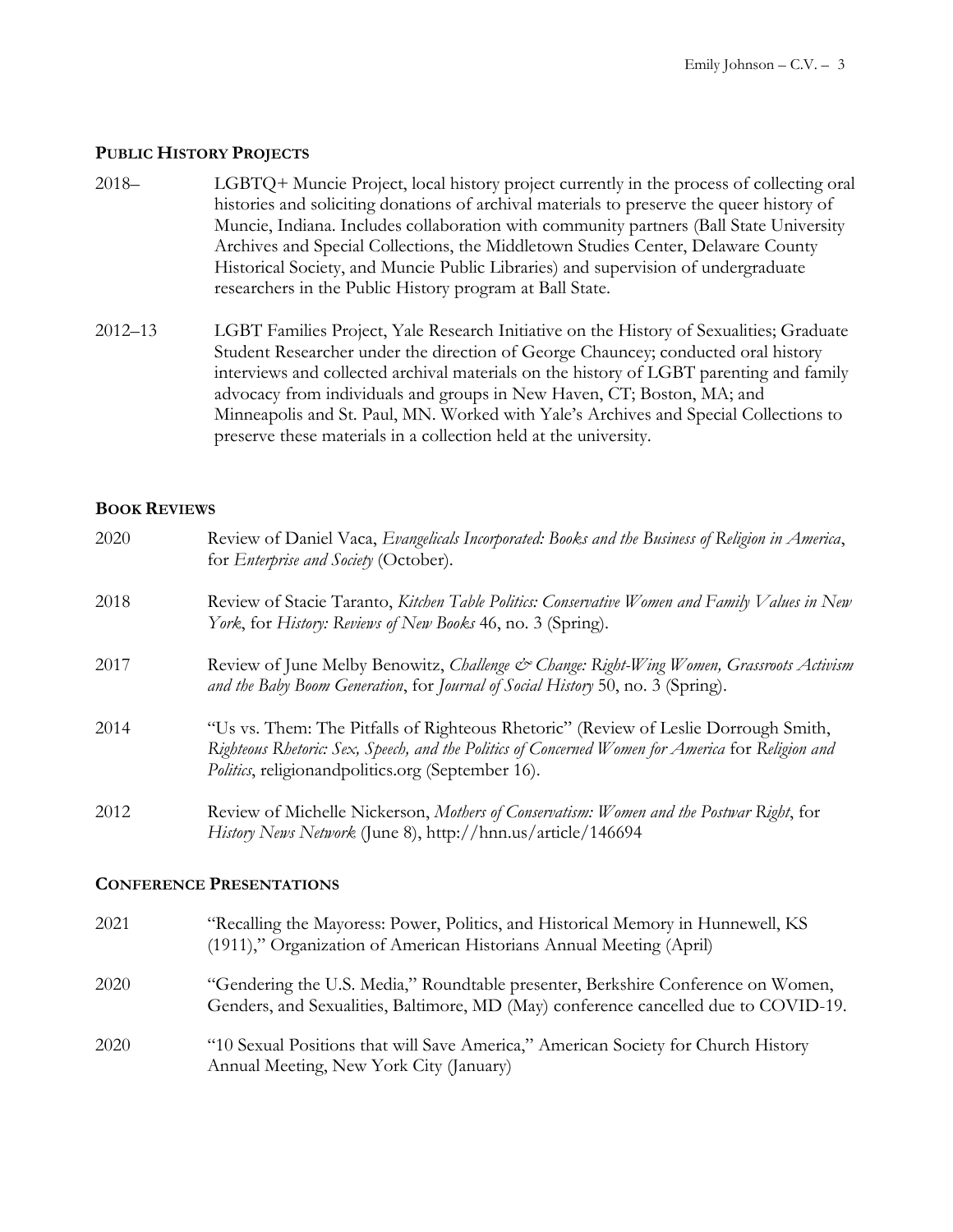## PUBLIC HISTORY PROJECTS

2018– LGBTQ+ Muncie Project, local history project currently in the process of collecting oral histories and soliciting donations of archival materials to preserve the queer history of Muncie, Indiana. Includes collaboration with community partners (Ball State University Archives and Special Collections, the Middletown Studies Center, Delaware County Historical Society, and Muncie Public Libraries) and supervision of undergraduate researchers in the Public History program at Ball State.

2012–13 LGBT Families Project, Yale Research Initiative on the History of Sexualities; Graduate Student Researcher under the direction of George Chauncey; conducted oral history interviews and collected archival materials on the history of LGBT parenting and family advocacy from individuals and groups in New Haven, CT; Boston, MA; and Minneapolis and St. Paul, MN. Worked with Yale's Archives and Special Collections to preserve these materials in a collection held at the university.

## BOOK REVIEWS

2020 Review of Daniel Vaca, *Evangelicals Incorporated: Books and the Business of Religion in America*, for *Enterprise and Society* (October).

2018 Review of Stacie Taranto, *Kitchen Table Politics: Conservative Women and Family Values in New York*, for *History: Reviews of New Books* 46, no. 3 (Spring).

2017 Review of June Melby Benowitz, *Challenge & Change: Right-Wing Women, Grassroots Activism and the Baby Boom Generation*, for *Journal of Social History* 50, no. 3 (Spring).

2014 "Us vs. Them: The Pitfalls of Righteous Rhetoric" (Review of Leslie Dorrough Smith, *Righteous Rhetoric: Sex, Speech, and the Politics of Concerned Women for America* for *Religion and Politics*, religionandpolitics.org (September 16).

2012 Review of Michelle Nickerson, *Mothers of Conservatism: Women and the Postwar Right*, for *History News Network* (June 8), http://hnn.us/article/146694

## CONFERENCE PRESENTATIONS

2021 "Recalling the Mayoress: Power, Politics, and Historical Memory in Hunnewell, KS (1911)," Organization of American Historians Annual Meeting (April)

2020 "Gendering the U.S. Media," Roundtable presenter, Berkshire Conference on Women, Genders, and Sexualities, Baltimore, MD (May) conference cancelled due to COVID-19.

2020 "10 Sexual Positions that will Save America," American Society for Church History Annual Meeting, New York City (January)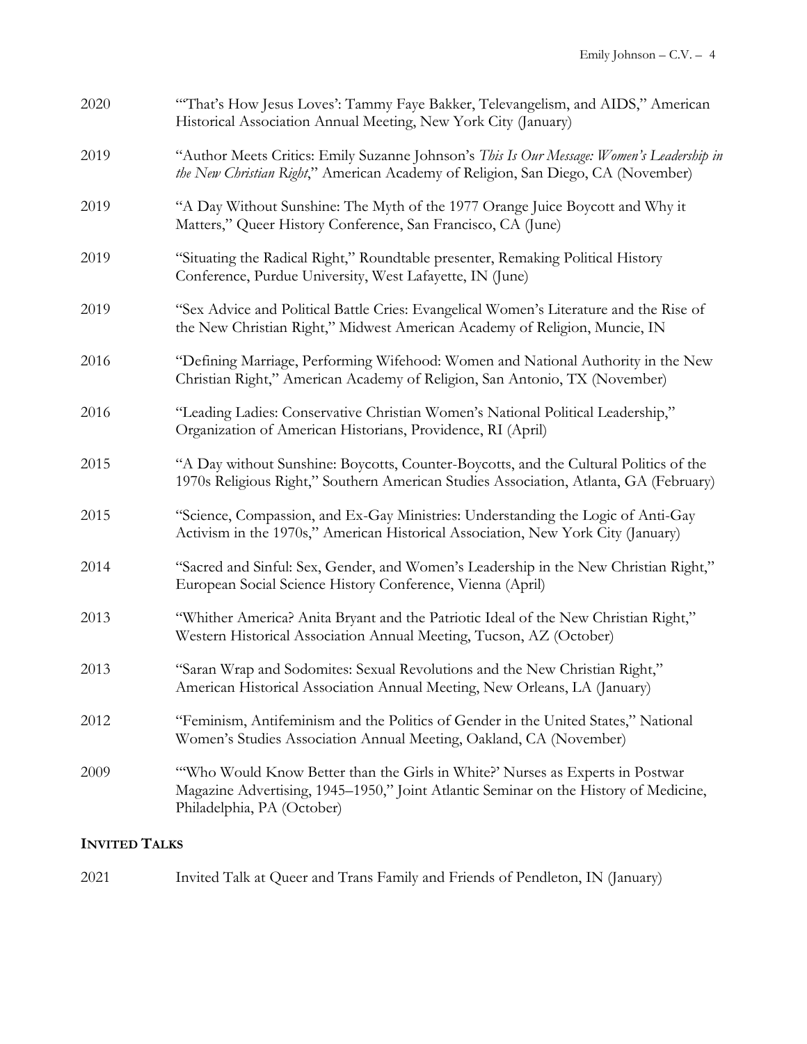2020 "'That's How Jesus Loves': Tammy Faye Bakker, Televangelism, and AIDS," American Historical Association Annual Meeting, New York City (January)

2019 "Author Meets Critics: Emily Suzanne Johnson's *This Is Our Message: Women's Leadership in the New Christian Right*," American Academy of Religion, San Diego, CA (November)

2019 "A Day Without Sunshine: The Myth of the 1977 Orange Juice Boycott and Why it Matters," Queer History Conference, San Francisco, CA (June)

2019 "Situating the Radical Right," Roundtable presenter, Remaking Political History Conference, Purdue University, West Lafayette, IN (June)

2019 "Sex Advice and Political Battle Cries: Evangelical Women's Literature and the Rise of the New Christian Right," Midwest American Academy of Religion, Muncie, IN

2016 "Defining Marriage, Performing Wifehood: Women and National Authority in the New Christian Right," American Academy of Religion, San Antonio, TX (November)

2016 "Leading Ladies: Conservative Christian Women's National Political Leadership," Organization of American Historians, Providence, RI (April)

2015 "A Day without Sunshine: Boycotts, Counter-Boycotts, and the Cultural Politics of the 1970s Religious Right," Southern American Studies Association, Atlanta, GA (February)

2015 "Science, Compassion, and Ex-Gay Ministries: Understanding the Logic of Anti-Gay Activism in the 1970s," American Historical Association, New York City (January)

2014 "Sacred and Sinful: Sex, Gender, and Women's Leadership in the New Christian Right," European Social Science History Conference, Vienna (April)

2013 "Whither America? Anita Bryant and the Patriotic Ideal of the New Christian Right," Western Historical Association Annual Meeting, Tucson, AZ (October)

2013 "Saran Wrap and Sodomites: Sexual Revolutions and the New Christian Right," American Historical Association Annual Meeting, New Orleans, LA (January)

2012 "Feminism, Antifeminism and the Politics of Gender in the United States," National Women's Studies Association Annual Meeting, Oakland, CA (November)

2009 "'Who Would Know Better than the Girls in White?' Nurses as Experts in Postwar Magazine Advertising, 1945–1950," Joint Atlantic Seminar on the History of Medicine, Philadelphia, PA (October)

## INVITED TALKS

2021 Invited Talk at Queer and Trans Family and Friends of Pendleton, IN (January)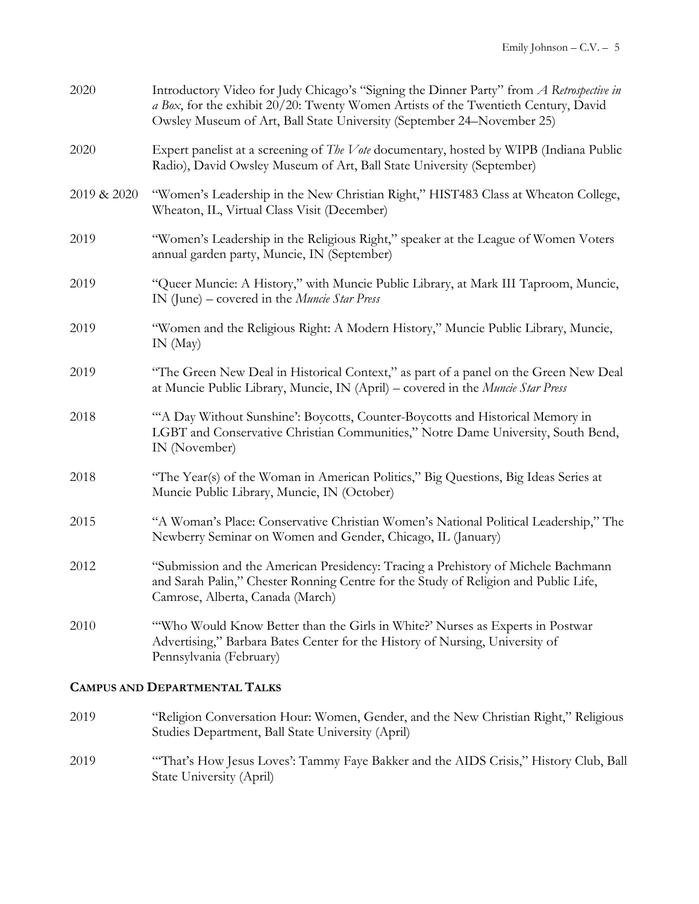2020 Introductory Video for Judy Chicago's "Signing the Dinner Party" from *A Retrospective in a Box*, for the exhibit 20/20: Twenty Women Artists of the Twentieth Century, David Owsley Museum of Art, Ball State University (September 24–November 25)

2020 Expert panelist at a screening of *The Vote* documentary, hosted by WIPB (Indiana Public Radio), David Owsley Museum of Art, Ball State University (September)

2019 & 2020 "Women's Leadership in the New Christian Right," HIST483 Class at Wheaton College, Wheaton, IL, Virtual Class Visit (December)

2019 "Women's Leadership in the Religious Right," speaker at the League of Women Voters annual garden party, Muncie, IN (September)

2019 "Queer Muncie: A History," with Muncie Public Library, at Mark III Taproom, Muncie, IN (June) – covered in the *Muncie Star Press*

2019 "Women and the Religious Right: A Modern History," Muncie Public Library, Muncie, IN (May)

2019 "The Green New Deal in Historical Context," as part of a panel on the Green New Deal at Muncie Public Library, Muncie, IN (April) – covered in the *Muncie Star Press*

2018 "'A Day Without Sunshine': Boycotts, Counter-Boycotts and Historical Memory in LGBT and Conservative Christian Communities," Notre Dame University, South Bend, IN (November)

2018 "The Year(s) of the Woman in American Politics," Big Questions, Big Ideas Series at Muncie Public Library, Muncie, IN (October)

2015 "A Woman's Place: Conservative Christian Women's National Political Leadership," The Newberry Seminar on Women and Gender, Chicago, IL (January)

2012 "Submission and the American Presidency: Tracing a Prehistory of Michele Bachmann and Sarah Palin," Chester Ronning Centre for the Study of Religion and Public Life, Camrose, Alberta, Canada (March)

2010 "'Who Would Know Better than the Girls in White?' Nurses as Experts in Postwar Advertising," Barbara Bates Center for the History of Nursing, University of Pennsylvania (February)

## Campus and Departmental Talks

2019 "Religion Conversation Hour: Women, Gender, and the New Christian Right," Religious Studies Department, Ball State University (April)

2019 "'That's How Jesus Loves': Tammy Faye Bakker and the AIDS Crisis," History Club, Ball State University (April)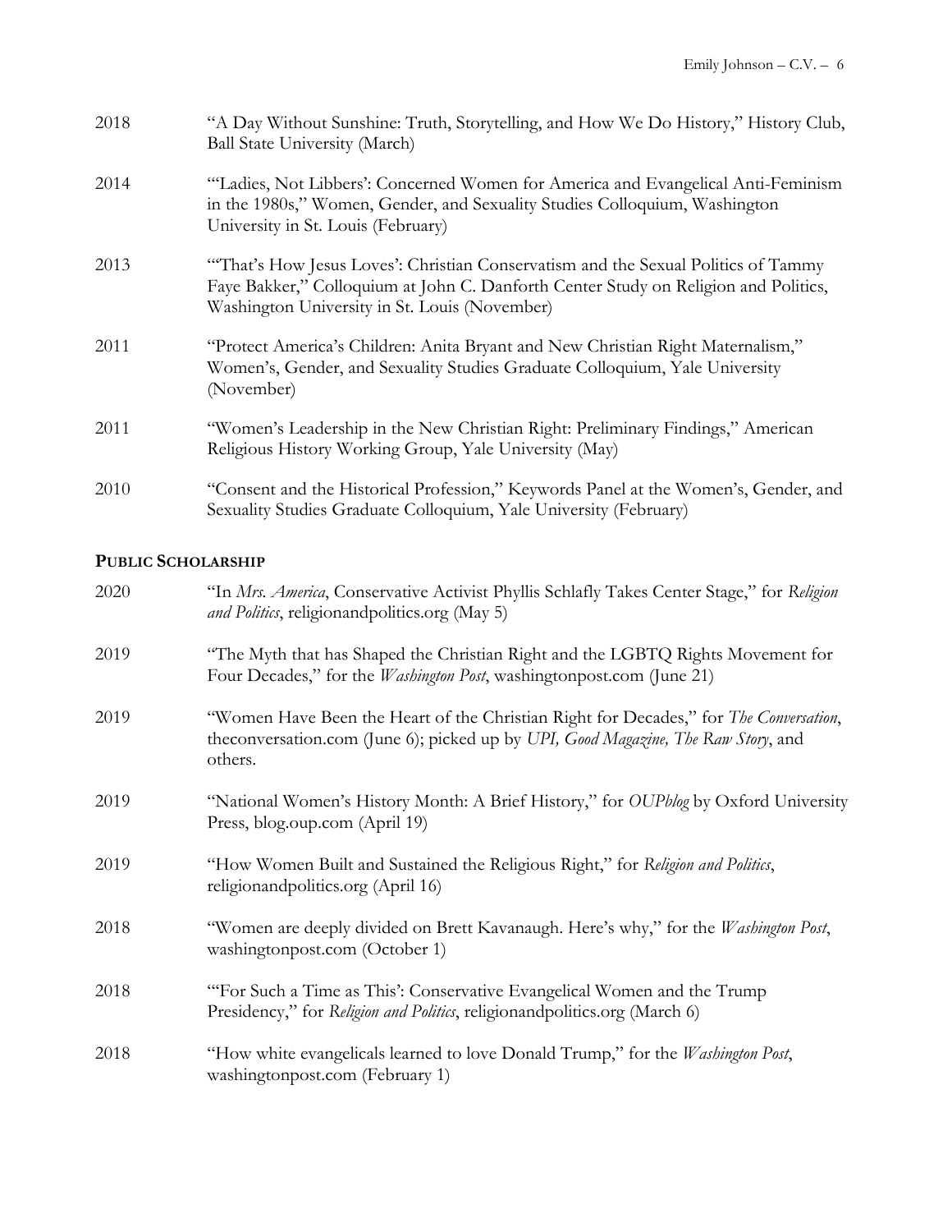2018 "A Day Without Sunshine: Truth, Storytelling, and How We Do History," History Club, Ball State University (March)

2014 "'Ladies, Not Libbers': Concerned Women for America and Evangelical Anti-Feminism in the 1980s," Women, Gender, and Sexuality Studies Colloquium, Washington University in St. Louis (February)

2013 "'That's How Jesus Loves': Christian Conservatism and the Sexual Politics of Tammy Faye Bakker," Colloquium at John C. Danforth Center Study on Religion and Politics, Washington University in St. Louis (November)

2011 "Protect America's Children: Anita Bryant and New Christian Right Maternalism," Women's, Gender, and Sexuality Studies Graduate Colloquium, Yale University (November)

2011 "Women's Leadership in the New Christian Right: Preliminary Findings," American Religious History Working Group, Yale University (May)

2010 "Consent and the Historical Profession," Keywords Panel at the Women's, Gender, and Sexuality Studies Graduate Colloquium, Yale University (February)

## PUBLIC SCHOLARSHIP

2020 "In *Mrs. America*, Conservative Activist Phyllis Schlafly Takes Center Stage," for *Religion and Politics*, religionandpolitics.org (May 5)

2019 "The Myth that has Shaped the Christian Right and the LGBTQ Rights Movement for Four Decades," for the *Washington Post*, washingtonpost.com (June 21)

2019 "Women Have Been the Heart of the Christian Right for Decades," for *The Conversation*, theconversation.com (June 6); picked up by *UPI, Good Magazine, The Raw Story*, and others.

2019 "National Women's History Month: A Brief History," for *OUPblog* by Oxford University Press, blog.oup.com (April 19)

2019 "How Women Built and Sustained the Religious Right," for *Religion and Politics*, religionandpolitics.org (April 16)

2018 "Women are deeply divided on Brett Kavanaugh. Here's why," for the *Washington Post*, washingtonpost.com (October 1)

2018 "'For Such a Time as This': Conservative Evangelical Women and the Trump Presidency," for *Religion and Politics*, religionandpolitics.org (March 6)

2018 "How white evangelicals learned to love Donald Trump," for the *Washington Post*, washingtonpost.com (February 1)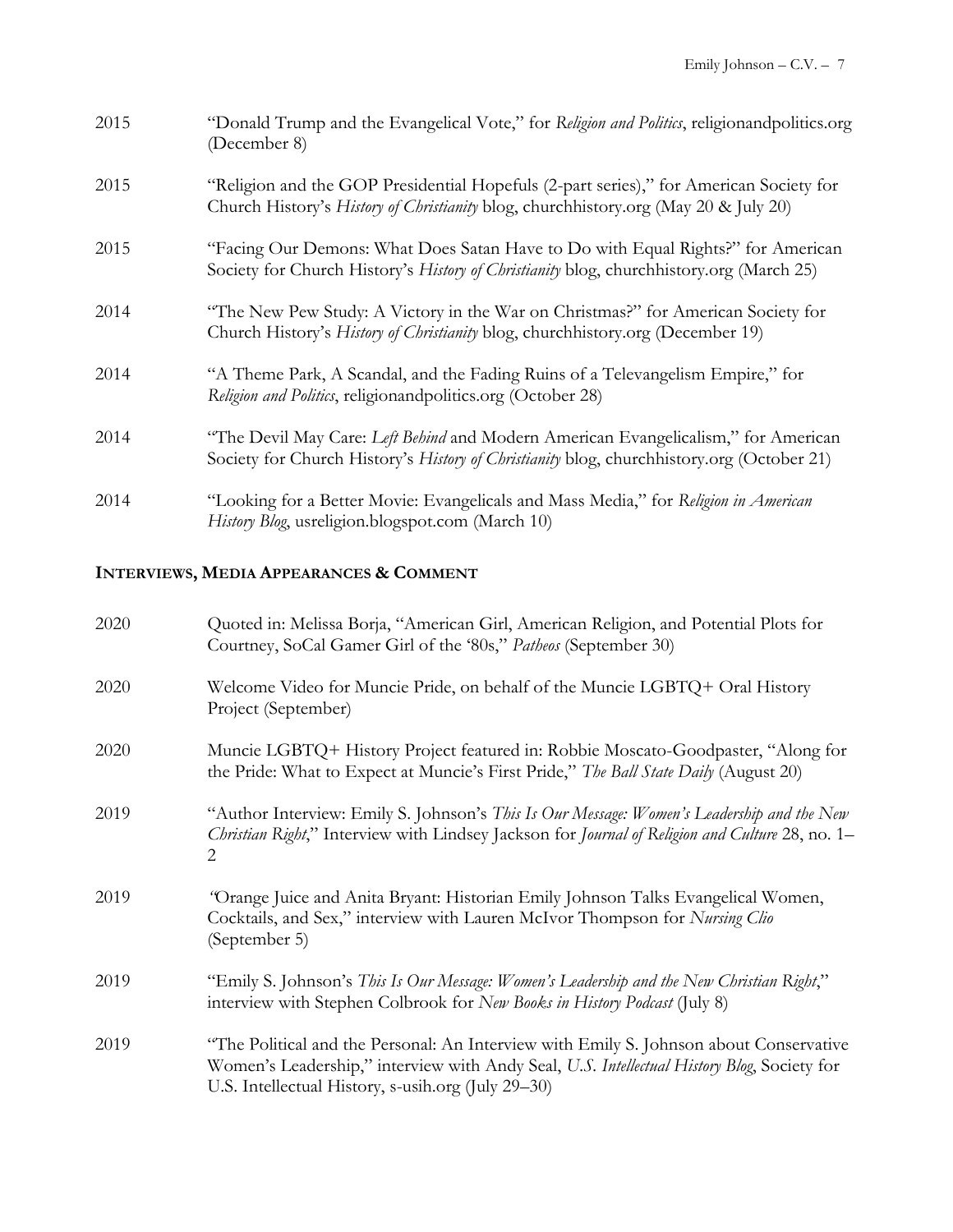2015 "Donald Trump and the Evangelical Vote," for *Religion and Politics*, religionandpolitics.org (December 8)

2015 "Religion and the GOP Presidential Hopefuls (2-part series)," for American Society for Church History's *History of Christianity* blog, churchhistory.org (May 20 & July 20)

2015 "Facing Our Demons: What Does Satan Have to Do with Equal Rights?" for American Society for Church History's *History of Christianity* blog, churchhistory.org (March 25)

2014 "The New Pew Study: A Victory in the War on Christmas?" for American Society for Church History's *History of Christianity* blog, churchhistory.org (December 19)

2014 "A Theme Park, A Scandal, and the Fading Ruins of a Televangelism Empire," for *Religion and Politics*, religionandpolitics.org (October 28)

2014 "The Devil May Care: *Left Behind* and Modern American Evangelicalism," for American Society for Church History's *History of Christianity* blog, churchhistory.org (October 21)

2014 "Looking for a Better Movie: Evangelicals and Mass Media," for *Religion in American History Blog*, usreligion.blogspot.com (March 10)

## INTERVIEWS, MEDIA APPEARANCES & COMMENT

2020 Quoted in: Melissa Borja, "American Girl, American Religion, and Potential Plots for Courtney, SoCal Gamer Girl of the '80s," *Patheos* (September 30)

2020 Welcome Video for Muncie Pride, on behalf of the Muncie LGBTQ+ Oral History Project (September)

2020 Muncie LGBTQ+ History Project featured in: Robbie Moscato-Goodpaster, "Along for the Pride: What to Expect at Muncie's First Pride," *The Ball State Daily* (August 20)

2019 "Author Interview: Emily S. Johnson's *This Is Our Message: Women's Leadership and the New Christian Right*," Interview with Lindsey Jackson for *Journal of Religion and Culture* 28, no. 1–2

2019 "Orange Juice and Anita Bryant: Historian Emily Johnson Talks Evangelical Women, Cocktails, and Sex," interview with Lauren McIvor Thompson for *Nursing Clio* (September 5)

2019 "Emily S. Johnson's *This Is Our Message: Women's Leadership and the New Christian Right*," interview with Stephen Colbrook for *New Books in History Podcast* (July 8)

2019 "The Political and the Personal: An Interview with Emily S. Johnson about Conservative Women's Leadership," interview with Andy Seal, *U.S. Intellectual History Blog*, Society for U.S. Intellectual History, s-usih.org (July 29–30)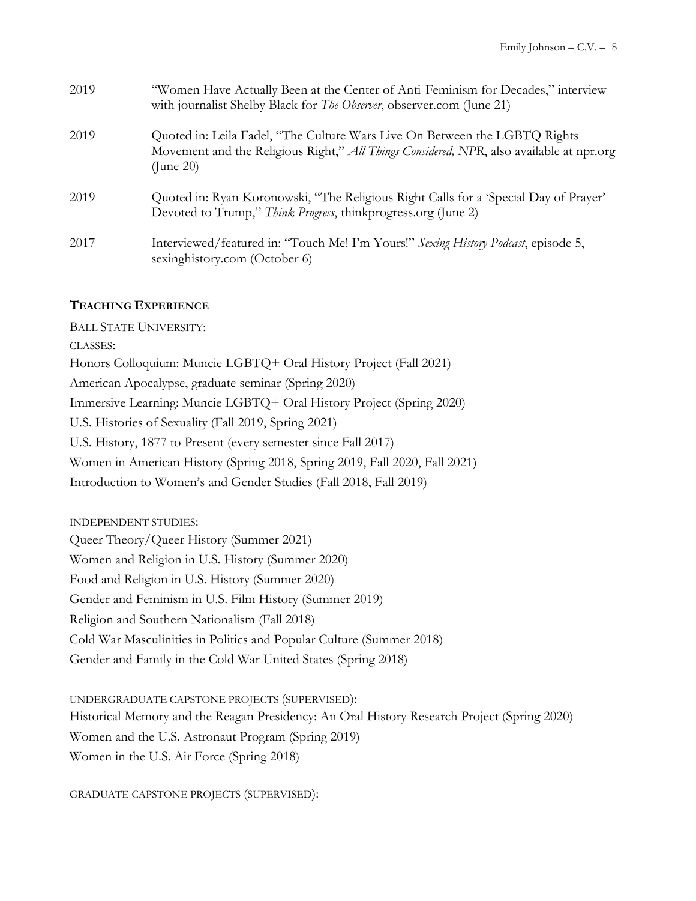| | |
|---|---|
| 2019 | "Women Have Actually Been at the Center of Anti-Feminism for Decades," interview with journalist Shelby Black for *The Observer*, observer.com (June 21) |
| 2019 | Quoted in: Leila Fadel, "The Culture Wars Live On Between the LGBTQ Rights Movement and the Religious Right," *All Things Considered, NPR*, also available at npr.org (June 20) |
| 2019 | Quoted in: Ryan Koronowski, "The Religious Right Calls for a 'Special Day of Prayer' Devoted to Trump," *Think Progress*, thinkprogress.org (June 2) |
| 2017 | Interviewed/featured in: "Touch Me! I'm Yours!" *Sexing History Podcast*, episode 5, sexinghistory.com (October 6) |

## **TEACHING EXPERIENCE**

BALL STATE UNIVERSITY:

CLASSES:

Honors Colloquium: Muncie LGBTQ+ Oral History Project (Fall 2021)
American Apocalypse, graduate seminar (Spring 2020)
Immersive Learning: Muncie LGBTQ+ Oral History Project (Spring 2020)
U.S. Histories of Sexuality (Fall 2019, Spring 2021)
U.S. History, 1877 to Present (every semester since Fall 2017)
Women in American History (Spring 2018, Spring 2019, Fall 2020, Fall 2021)
Introduction to Women's and Gender Studies (Fall 2018, Fall 2019)

INDEPENDENT STUDIES:

Queer Theory/Queer History (Summer 2021)
Women and Religion in U.S. History (Summer 2020)
Food and Religion in U.S. History (Summer 2020)
Gender and Feminism in U.S. Film History (Summer 2019)
Religion and Southern Nationalism (Fall 2018)
Cold War Masculinities in Politics and Popular Culture (Summer 2018)
Gender and Family in the Cold War United States (Spring 2018)

UNDERGRADUATE CAPSTONE PROJECTS (SUPERVISED):

Historical Memory and the Reagan Presidency: An Oral History Research Project (Spring 2020)
Women and the U.S. Astronaut Program (Spring 2019)
Women in the U.S. Air Force (Spring 2018)

GRADUATE CAPSTONE PROJECTS (SUPERVISED):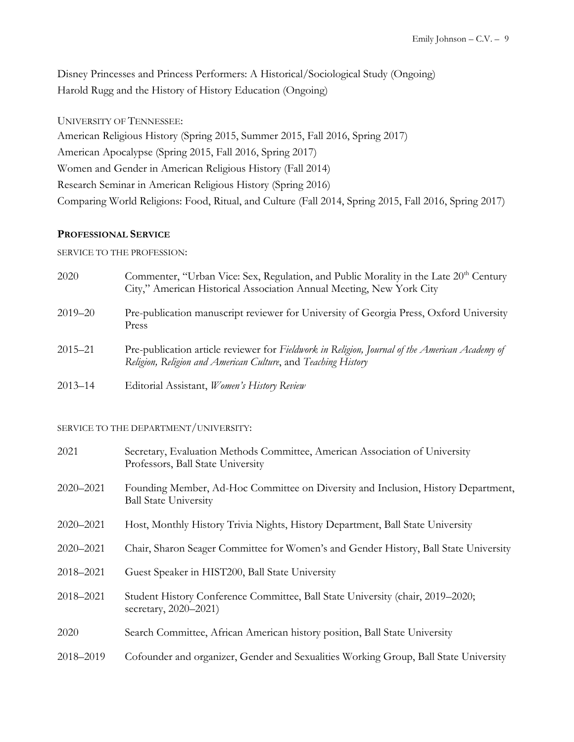Disney Princesses and Princess Performers: A Historical/Sociological Study (Ongoing)
Harold Rugg and the History of History Education (Ongoing)

UNIVERSITY OF TENNESSEE:
American Religious History (Spring 2015, Summer 2015, Fall 2016, Spring 2017)
American Apocalypse (Spring 2015, Fall 2016, Spring 2017)
Women and Gender in American Religious History (Fall 2014)
Research Seminar in American Religious History (Spring 2016)
Comparing World Religions: Food, Ritual, and Culture (Fall 2014, Spring 2015, Fall 2016, Spring 2017)

## PROFESSIONAL SERVICE

SERVICE TO THE PROFESSION:

2020 Commenter, "Urban Vice: Sex, Regulation, and Public Morality in the Late 20th Century City," American Historical Association Annual Meeting, New York City

2019–20 Pre-publication manuscript reviewer for University of Georgia Press, Oxford University Press

2015–21 Pre-publication article reviewer for *Fieldwork in Religion, Journal of the American Academy of Religion, Religion and American Culture*, and *Teaching History*

2013–14 Editorial Assistant, *Women's History Review*

SERVICE TO THE DEPARTMENT/UNIVERSITY:

2021 Secretary, Evaluation Methods Committee, American Association of University Professors, Ball State University

2020–2021 Founding Member, Ad-Hoc Committee on Diversity and Inclusion, History Department, Ball State University

2020–2021 Host, Monthly History Trivia Nights, History Department, Ball State University

2020–2021 Chair, Sharon Seager Committee for Women's and Gender History, Ball State University

2018–2021 Guest Speaker in HIST200, Ball State University

2018–2021 Student History Conference Committee, Ball State University (chair, 2019–2020; secretary, 2020–2021)

2020 Search Committee, African American history position, Ball State University

2018–2019 Cofounder and organizer, Gender and Sexualities Working Group, Ball State University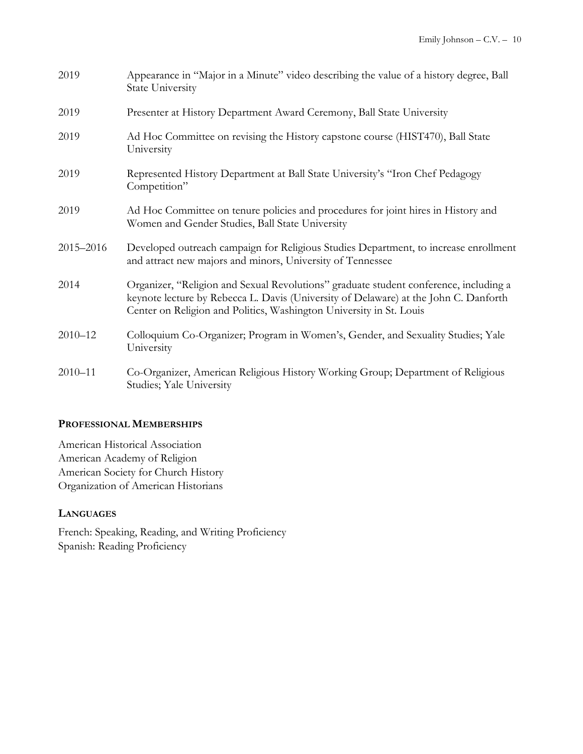| | |
|---|---|
| 2019 | Appearance in "Major in a Minute" video describing the value of a history degree, Ball State University |
| 2019 | Presenter at History Department Award Ceremony, Ball State University |
| 2019 | Ad Hoc Committee on revising the History capstone course (HIST470), Ball State University |
| 2019 | Represented History Department at Ball State University's "Iron Chef Pedagogy Competition" |
| 2019 | Ad Hoc Committee on tenure policies and procedures for joint hires in History and Women and Gender Studies, Ball State University |
| 2015–2016 | Developed outreach campaign for Religious Studies Department, to increase enrollment and attract new majors and minors, University of Tennessee |
| 2014 | Organizer, "Religion and Sexual Revolutions" graduate student conference, including a keynote lecture by Rebecca L. Davis (University of Delaware) at the John C. Danforth Center on Religion and Politics, Washington University in St. Louis |
| 2010–12 | Colloquium Co-Organizer; Program in Women's, Gender, and Sexuality Studies; Yale University |
| 2010–11 | Co-Organizer, American Religious History Working Group; Department of Religious Studies; Yale University |

## PROFESSIONAL MEMBERSHIPS

American Historical Association
American Academy of Religion
American Society for Church History
Organization of American Historians

## LANGUAGES

French: Speaking, Reading, and Writing Proficiency
Spanish: Reading Proficiency